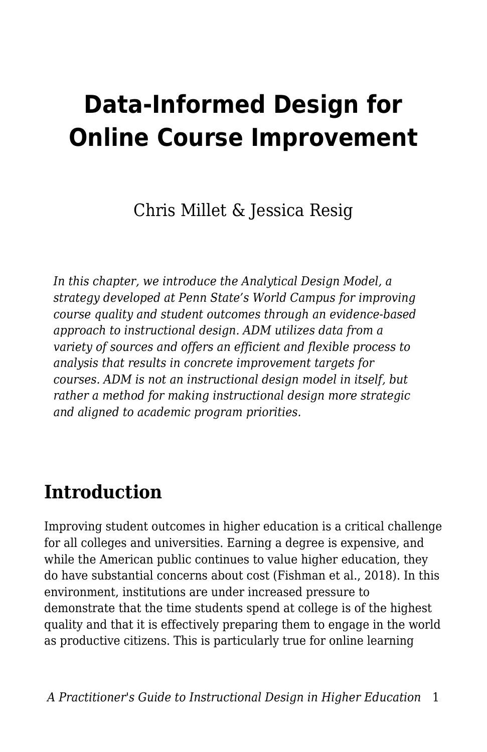# Data-Informed Design for Online Course Improvement

Chris Millet & Jessica Resig

*In this chapter, we introduce the Analytical Design Model, a strategy developed at Penn State's World Campus for improving course quality and student outcomes through an evidence-based approach to instructional design. ADM utilizes data from a variety of sources and offers an efficient and flexible process to analysis that results in concrete improvement targets for courses. ADM is not an instructional design model in itself, but rather a method for making instructional design more strategic and aligned to academic program priorities.*

## Introduction

Improving student outcomes in higher education is a critical challenge for all colleges and universities. Earning a degree is expensive, and while the American public continues to value higher education, they do have substantial concerns about cost (Fishman et al., 2018). In this environment, institutions are under increased pressure to demonstrate that the time students spend at college is of the highest quality and that it is effectively preparing them to engage in the world as productive citizens. This is particularly true for online learning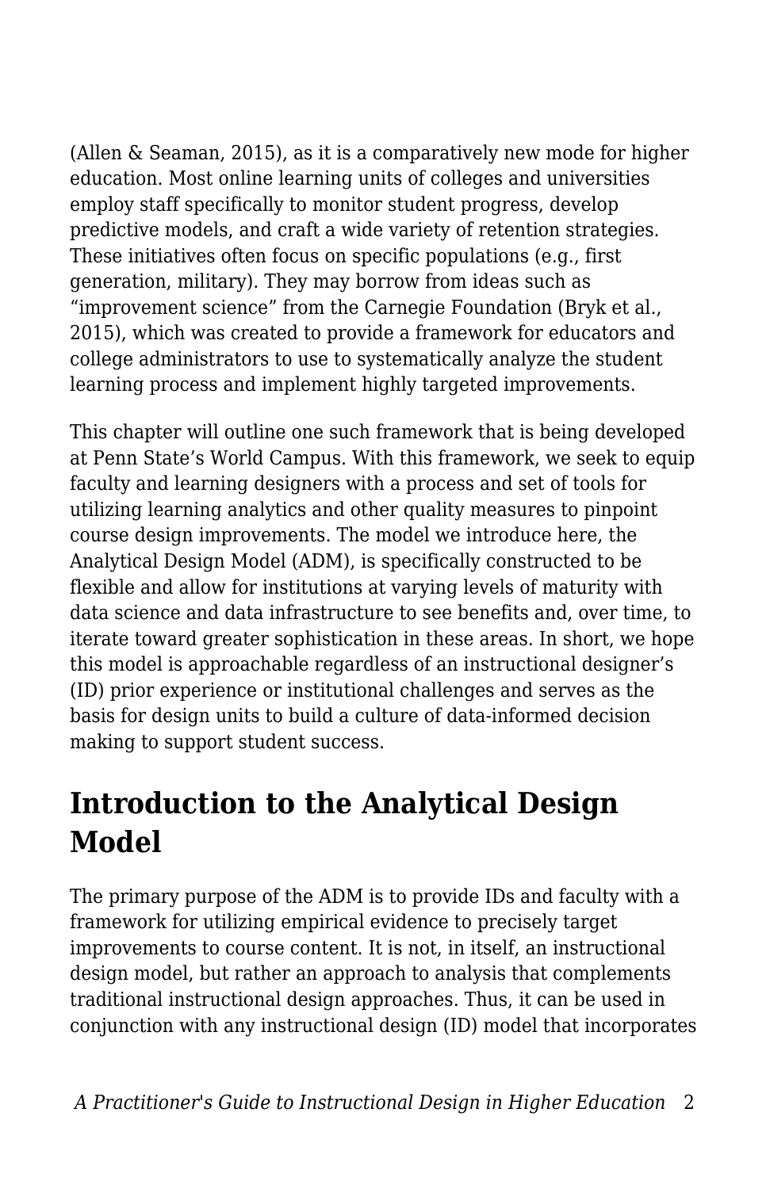(Allen & Seaman, 2015), as it is a comparatively new mode for higher education. Most online learning units of colleges and universities employ staff specifically to monitor student progress, develop predictive models, and craft a wide variety of retention strategies. These initiatives often focus on specific populations (e.g., first generation, military). They may borrow from ideas such as "improvement science" from the Carnegie Foundation (Bryk et al., 2015), which was created to provide a framework for educators and college administrators to use to systematically analyze the student learning process and implement highly targeted improvements.

This chapter will outline one such framework that is being developed at Penn State's World Campus. With this framework, we seek to equip faculty and learning designers with a process and set of tools for utilizing learning analytics and other quality measures to pinpoint course design improvements. The model we introduce here, the Analytical Design Model (ADM), is specifically constructed to be flexible and allow for institutions at varying levels of maturity with data science and data infrastructure to see benefits and, over time, to iterate toward greater sophistication in these areas. In short, we hope this model is approachable regardless of an instructional designer's (ID) prior experience or institutional challenges and serves as the basis for design units to build a culture of data-informed decision making to support student success.

## Introduction to the Analytical Design Model

The primary purpose of the ADM is to provide IDs and faculty with a framework for utilizing empirical evidence to precisely target improvements to course content. It is not, in itself, an instructional design model, but rather an approach to analysis that complements traditional instructional design approaches. Thus, it can be used in conjunction with any instructional design (ID) model that incorporates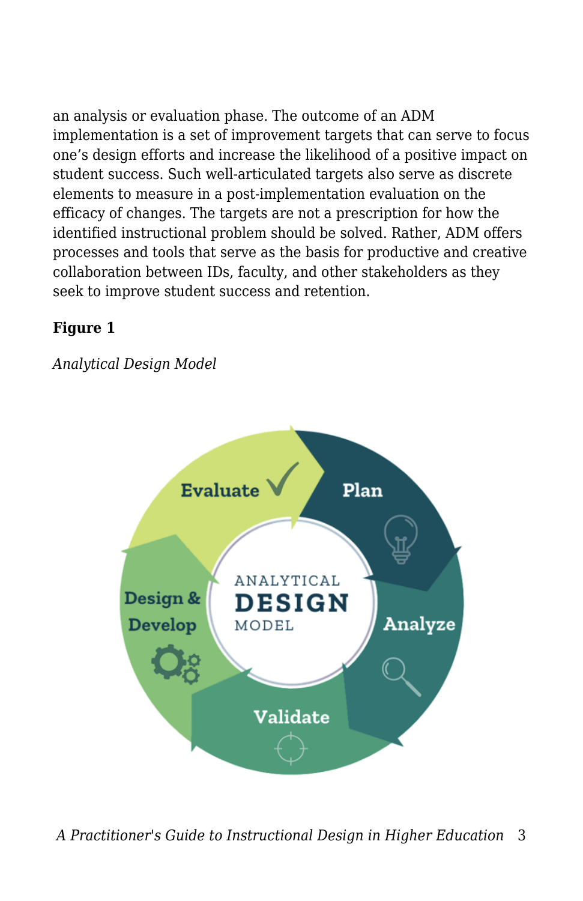an analysis or evaluation phase. The outcome of an ADM implementation is a set of improvement targets that can serve to focus one's design efforts and increase the likelihood of a positive impact on student success. Such well-articulated targets also serve as discrete elements to measure in a post-implementation evaluation on the efficacy of changes. The targets are not a prescription for how the identified instructional problem should be solved. Rather, ADM offers processes and tools that serve as the basis for productive and creative collaboration between IDs, faculty, and other stakeholders as they seek to improve student success and retention.

**Figure 1**

*Analytical Design Model*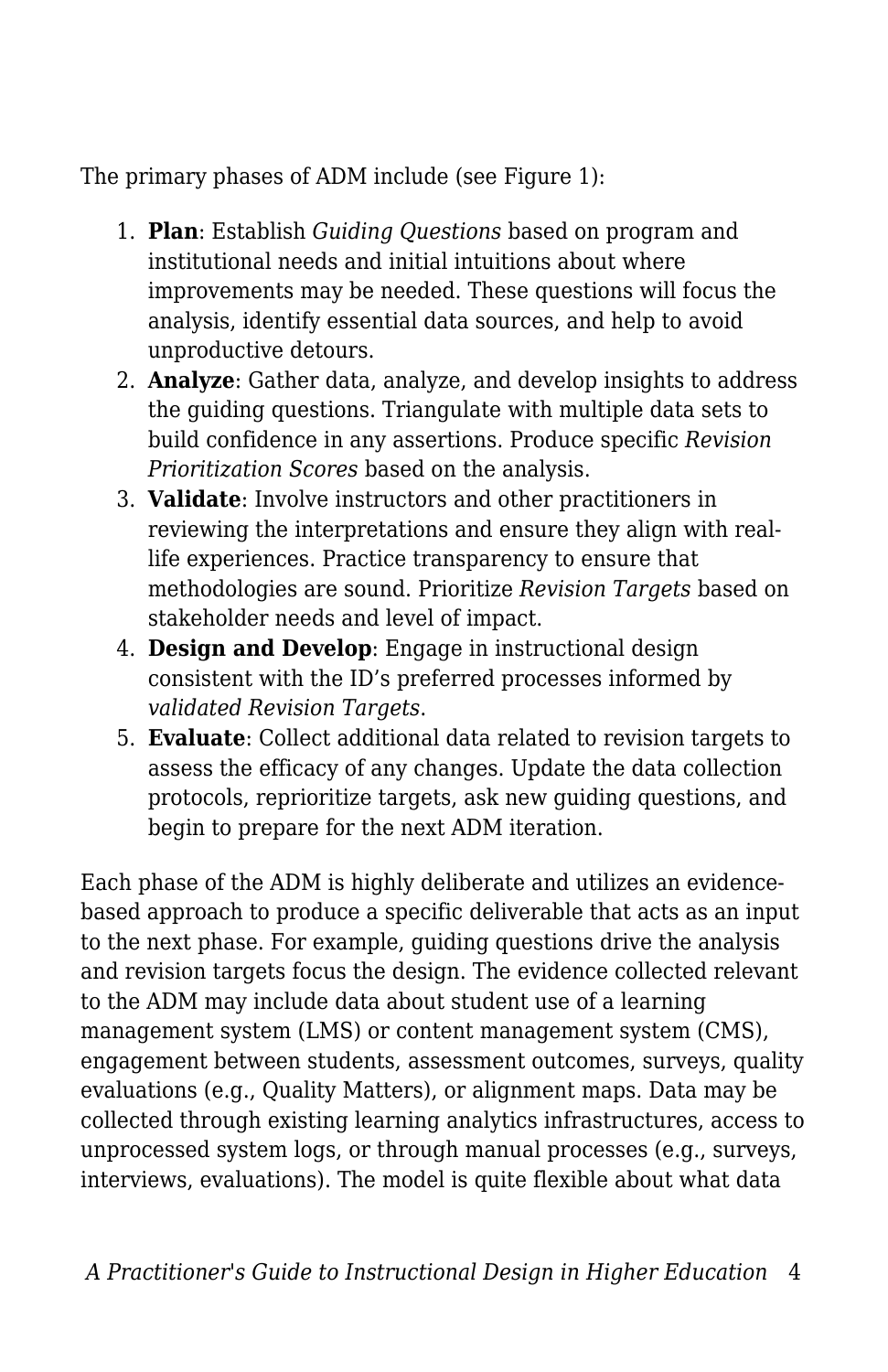The primary phases of ADM include (see Figure 1):

1. **Plan**: Establish *Guiding Questions* based on program and institutional needs and initial intuitions about where improvements may be needed. These questions will focus the analysis, identify essential data sources, and help to avoid unproductive detours.
2. **Analyze**: Gather data, analyze, and develop insights to address the guiding questions. Triangulate with multiple data sets to build confidence in any assertions. Produce specific *Revision Prioritization Scores* based on the analysis.
3. **Validate**: Involve instructors and other practitioners in reviewing the interpretations and ensure they align with real-life experiences. Practice transparency to ensure that methodologies are sound. Prioritize *Revision Targets* based on stakeholder needs and level of impact.
4. **Design and Develop**: Engage in instructional design consistent with the ID's preferred processes informed by *validated Revision Targets*.
5. **Evaluate**: Collect additional data related to revision targets to assess the efficacy of any changes. Update the data collection protocols, reprioritize targets, ask new guiding questions, and begin to prepare for the next ADM iteration.

Each phase of the ADM is highly deliberate and utilizes an evidence-based approach to produce a specific deliverable that acts as an input to the next phase. For example, guiding questions drive the analysis and revision targets focus the design. The evidence collected relevant to the ADM may include data about student use of a learning management system (LMS) or content management system (CMS), engagement between students, assessment outcomes, surveys, quality evaluations (e.g., Quality Matters), or alignment maps. Data may be collected through existing learning analytics infrastructures, access to unprocessed system logs, or through manual processes (e.g., surveys, interviews, evaluations). The model is quite flexible about what data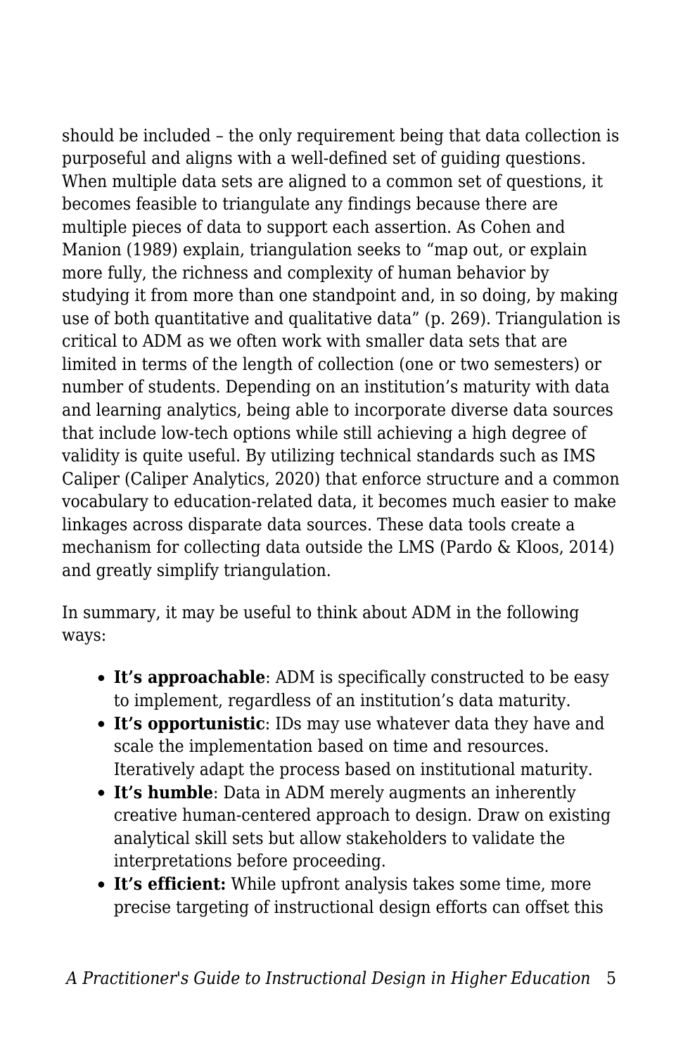should be included – the only requirement being that data collection is purposeful and aligns with a well-defined set of guiding questions. When multiple data sets are aligned to a common set of questions, it becomes feasible to triangulate any findings because there are multiple pieces of data to support each assertion. As Cohen and Manion (1989) explain, triangulation seeks to "map out, or explain more fully, the richness and complexity of human behavior by studying it from more than one standpoint and, in so doing, by making use of both quantitative and qualitative data" (p. 269). Triangulation is critical to ADM as we often work with smaller data sets that are limited in terms of the length of collection (one or two semesters) or number of students. Depending on an institution's maturity with data and learning analytics, being able to incorporate diverse data sources that include low-tech options while still achieving a high degree of validity is quite useful. By utilizing technical standards such as IMS Caliper (Caliper Analytics, 2020) that enforce structure and a common vocabulary to education-related data, it becomes much easier to make linkages across disparate data sources. These data tools create a mechanism for collecting data outside the LMS (Pardo & Kloos, 2014) and greatly simplify triangulation.

In summary, it may be useful to think about ADM in the following ways:

- **It's approachable**: ADM is specifically constructed to be easy to implement, regardless of an institution's data maturity.
- **It's opportunistic**: IDs may use whatever data they have and scale the implementation based on time and resources. Iteratively adapt the process based on institutional maturity.
- **It's humble**: Data in ADM merely augments an inherently creative human-centered approach to design. Draw on existing analytical skill sets but allow stakeholders to validate the interpretations before proceeding.
- **It's efficient:** While upfront analysis takes some time, more precise targeting of instructional design efforts can offset this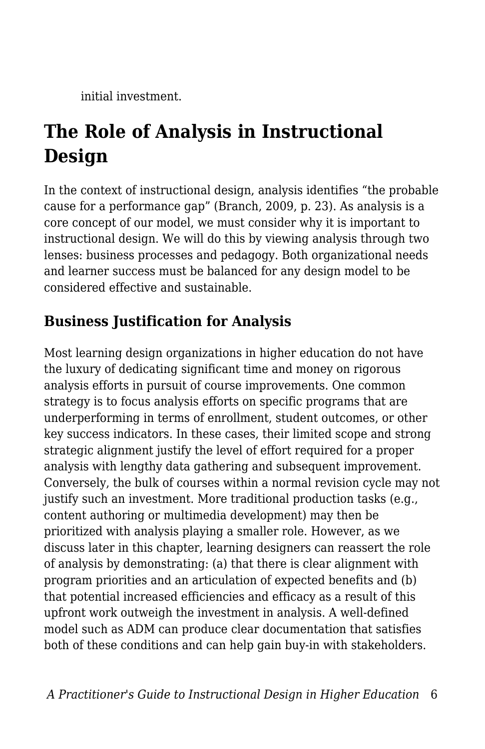initial investment.

## The Role of Analysis in Instructional Design

In the context of instructional design, analysis identifies "the probable cause for a performance gap" (Branch, 2009, p. 23). As analysis is a core concept of our model, we must consider why it is important to instructional design. We will do this by viewing analysis through two lenses: business processes and pedagogy. Both organizational needs and learner success must be balanced for any design model to be considered effective and sustainable.

### Business Justification for Analysis

Most learning design organizations in higher education do not have the luxury of dedicating significant time and money on rigorous analysis efforts in pursuit of course improvements. One common strategy is to focus analysis efforts on specific programs that are underperforming in terms of enrollment, student outcomes, or other key success indicators. In these cases, their limited scope and strong strategic alignment justify the level of effort required for a proper analysis with lengthy data gathering and subsequent improvement. Conversely, the bulk of courses within a normal revision cycle may not justify such an investment. More traditional production tasks (e.g., content authoring or multimedia development) may then be prioritized with analysis playing a smaller role. However, as we discuss later in this chapter, learning designers can reassert the role of analysis by demonstrating: (a) that there is clear alignment with program priorities and an articulation of expected benefits and (b) that potential increased efficiencies and efficacy as a result of this upfront work outweigh the investment in analysis. A well-defined model such as ADM can produce clear documentation that satisfies both of these conditions and can help gain buy-in with stakeholders.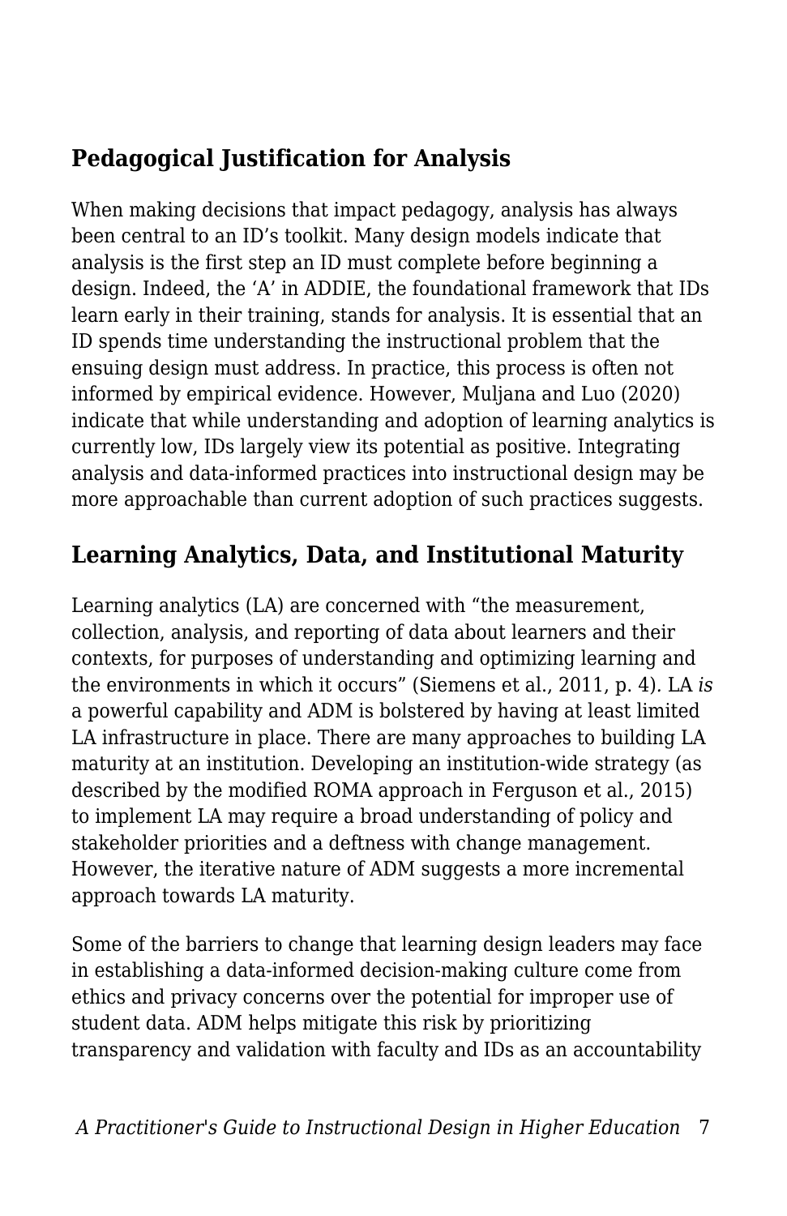## Pedagogical Justification for Analysis

When making decisions that impact pedagogy, analysis has always been central to an ID's toolkit. Many design models indicate that analysis is the first step an ID must complete before beginning a design. Indeed, the 'A' in ADDIE, the foundational framework that IDs learn early in their training, stands for analysis. It is essential that an ID spends time understanding the instructional problem that the ensuing design must address. In practice, this process is often not informed by empirical evidence. However, Muljana and Luo (2020) indicate that while understanding and adoption of learning analytics is currently low, IDs largely view its potential as positive. Integrating analysis and data-informed practices into instructional design may be more approachable than current adoption of such practices suggests.

## Learning Analytics, Data, and Institutional Maturity

Learning analytics (LA) are concerned with "the measurement, collection, analysis, and reporting of data about learners and their contexts, for purposes of understanding and optimizing learning and the environments in which it occurs" (Siemens et al., 2011, p. 4). LA *is* a powerful capability and ADM is bolstered by having at least limited LA infrastructure in place. There are many approaches to building LA maturity at an institution. Developing an institution-wide strategy (as described by the modified ROMA approach in Ferguson et al., 2015) to implement LA may require a broad understanding of policy and stakeholder priorities and a deftness with change management. However, the iterative nature of ADM suggests a more incremental approach towards LA maturity.

Some of the barriers to change that learning design leaders may face in establishing a data-informed decision-making culture come from ethics and privacy concerns over the potential for improper use of student data. ADM helps mitigate this risk by prioritizing transparency and validation with faculty and IDs as an accountability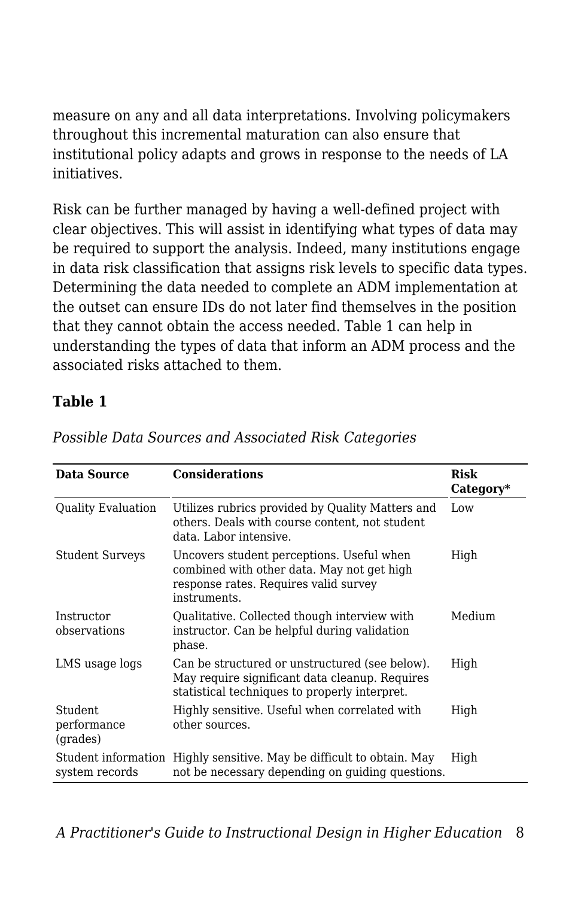measure on any and all data interpretations. Involving policymakers throughout this incremental maturation can also ensure that institutional policy adapts and grows in response to the needs of LA initiatives.

Risk can be further managed by having a well-defined project with clear objectives. This will assist in identifying what types of data may be required to support the analysis. Indeed, many institutions engage in data risk classification that assigns risk levels to specific data types. Determining the data needed to complete an ADM implementation at the outset can ensure IDs do not later find themselves in the position that they cannot obtain the access needed. Table 1 can help in understanding the types of data that inform an ADM process and the associated risks attached to them.

**Table 1**

*Possible Data Sources and Associated Risk Categories*

| **Data Source** | **Considerations** | **Risk Category*** |
|---|---|---|
| Quality Evaluation | Utilizes rubrics provided by Quality Matters and others. Deals with course content, not student data. Labor intensive. | Low |
| Student Surveys | Uncovers student perceptions. Useful when combined with other data. May not get high response rates. Requires valid survey instruments. | High |
| Instructor observations | Qualitative. Collected though interview with instructor. Can be helpful during validation phase. | Medium |
| LMS usage logs | Can be structured or unstructured (see below). May require significant data cleanup. Requires statistical techniques to properly interpret. | High |
| Student performance (grades) | Highly sensitive. Useful when correlated with other sources. | High |
| Student information system records | Highly sensitive. May be difficult to obtain. May not be necessary depending on guiding questions. | High |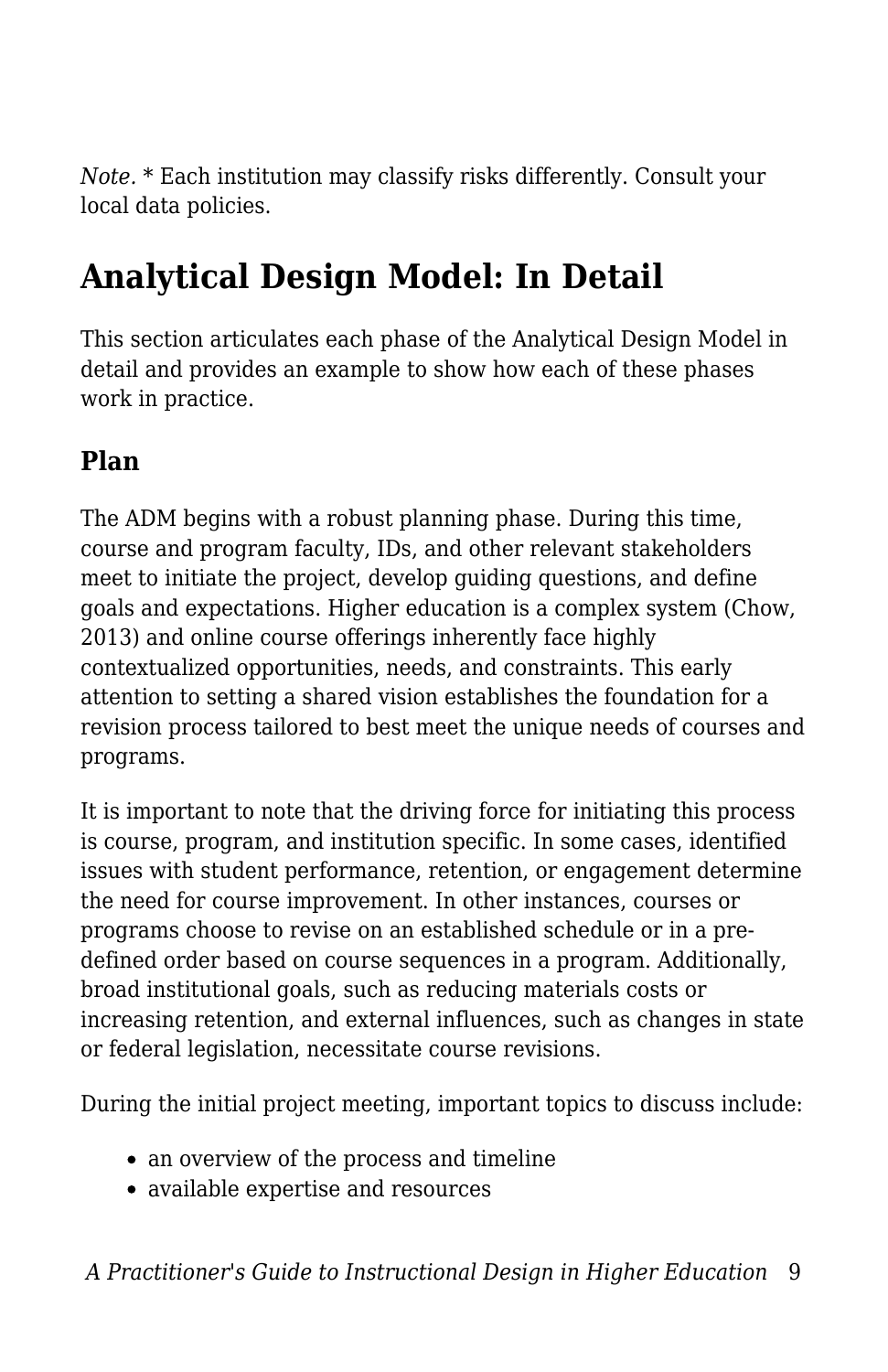*Note.* * Each institution may classify risks differently. Consult your local data policies.

## Analytical Design Model: In Detail

This section articulates each phase of the Analytical Design Model in detail and provides an example to show how each of these phases work in practice.

### Plan

The ADM begins with a robust planning phase. During this time, course and program faculty, IDs, and other relevant stakeholders meet to initiate the project, develop guiding questions, and define goals and expectations. Higher education is a complex system (Chow, 2013) and online course offerings inherently face highly contextualized opportunities, needs, and constraints. This early attention to setting a shared vision establishes the foundation for a revision process tailored to best meet the unique needs of courses and programs.

It is important to note that the driving force for initiating this process is course, program, and institution specific. In some cases, identified issues with student performance, retention, or engagement determine the need for course improvement. In other instances, courses or programs choose to revise on an established schedule or in a pre-defined order based on course sequences in a program. Additionally, broad institutional goals, such as reducing materials costs or increasing retention, and external influences, such as changes in state or federal legislation, necessitate course revisions.

During the initial project meeting, important topics to discuss include:

- an overview of the process and timeline
- available expertise and resources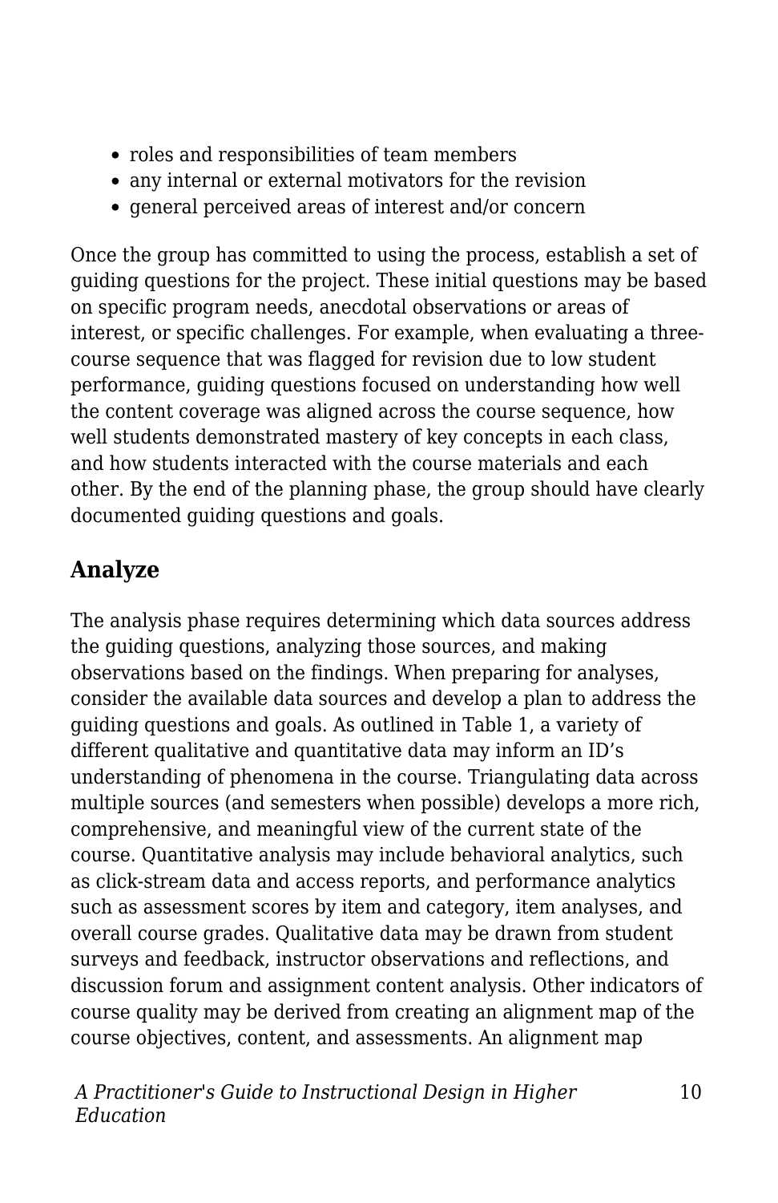- roles and responsibilities of team members
- any internal or external motivators for the revision
- general perceived areas of interest and/or concern

Once the group has committed to using the process, establish a set of guiding questions for the project. These initial questions may be based on specific program needs, anecdotal observations or areas of interest, or specific challenges. For example, when evaluating a three-course sequence that was flagged for revision due to low student performance, guiding questions focused on understanding how well the content coverage was aligned across the course sequence, how well students demonstrated mastery of key concepts in each class, and how students interacted with the course materials and each other. By the end of the planning phase, the group should have clearly documented guiding questions and goals.

## Analyze

The analysis phase requires determining which data sources address the guiding questions, analyzing those sources, and making observations based on the findings. When preparing for analyses, consider the available data sources and develop a plan to address the guiding questions and goals. As outlined in Table 1, a variety of different qualitative and quantitative data may inform an ID's understanding of phenomena in the course. Triangulating data across multiple sources (and semesters when possible) develops a more rich, comprehensive, and meaningful view of the current state of the course. Quantitative analysis may include behavioral analytics, such as click-stream data and access reports, and performance analytics such as assessment scores by item and category, item analyses, and overall course grades. Qualitative data may be drawn from student surveys and feedback, instructor observations and reflections, and discussion forum and assignment content analysis. Other indicators of course quality may be derived from creating an alignment map of the course objectives, content, and assessments. An alignment map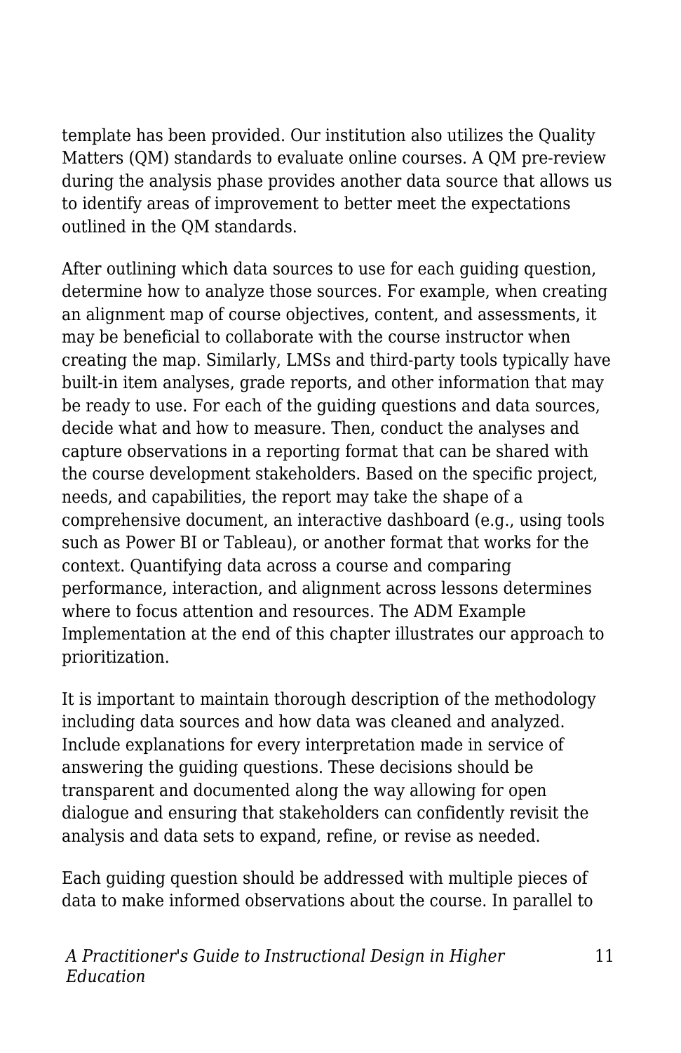template has been provided. Our institution also utilizes the Quality Matters (QM) standards to evaluate online courses. A QM pre-review during the analysis phase provides another data source that allows us to identify areas of improvement to better meet the expectations outlined in the QM standards.

After outlining which data sources to use for each guiding question, determine how to analyze those sources. For example, when creating an alignment map of course objectives, content, and assessments, it may be beneficial to collaborate with the course instructor when creating the map. Similarly, LMSs and third-party tools typically have built-in item analyses, grade reports, and other information that may be ready to use. For each of the guiding questions and data sources, decide what and how to measure. Then, conduct the analyses and capture observations in a reporting format that can be shared with the course development stakeholders. Based on the specific project, needs, and capabilities, the report may take the shape of a comprehensive document, an interactive dashboard (e.g., using tools such as Power BI or Tableau), or another format that works for the context. Quantifying data across a course and comparing performance, interaction, and alignment across lessons determines where to focus attention and resources. The ADM Example Implementation at the end of this chapter illustrates our approach to prioritization.

It is important to maintain thorough description of the methodology including data sources and how data was cleaned and analyzed. Include explanations for every interpretation made in service of answering the guiding questions. These decisions should be transparent and documented along the way allowing for open dialogue and ensuring that stakeholders can confidently revisit the analysis and data sets to expand, refine, or revise as needed.

Each guiding question should be addressed with multiple pieces of data to make informed observations about the course. In parallel to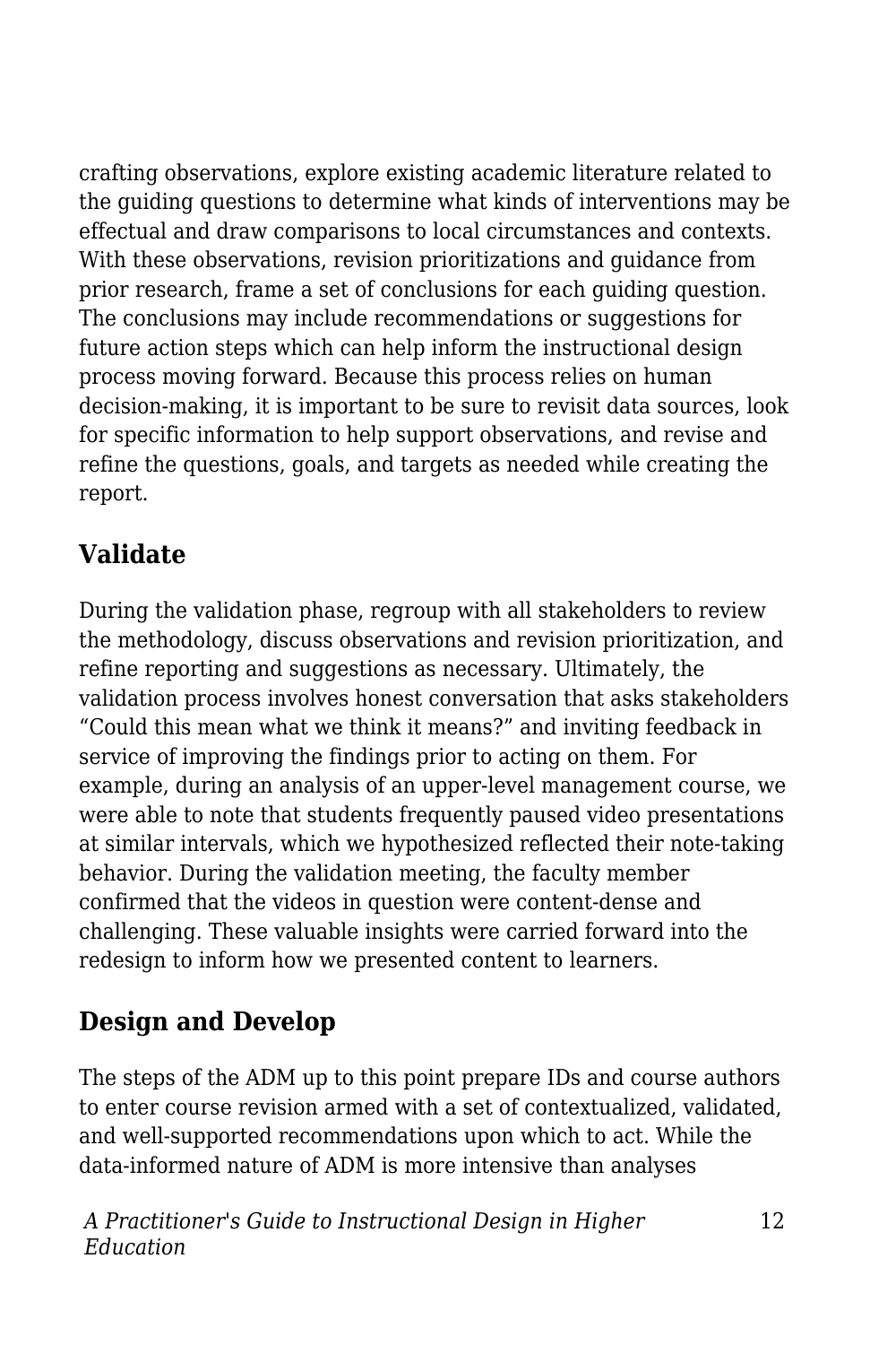crafting observations, explore existing academic literature related to the guiding questions to determine what kinds of interventions may be effectual and draw comparisons to local circumstances and contexts. With these observations, revision prioritizations and guidance from prior research, frame a set of conclusions for each guiding question. The conclusions may include recommendations or suggestions for future action steps which can help inform the instructional design process moving forward. Because this process relies on human decision-making, it is important to be sure to revisit data sources, look for specific information to help support observations, and revise and refine the questions, goals, and targets as needed while creating the report.

## Validate

During the validation phase, regroup with all stakeholders to review the methodology, discuss observations and revision prioritization, and refine reporting and suggestions as necessary. Ultimately, the validation process involves honest conversation that asks stakeholders "Could this mean what we think it means?" and inviting feedback in service of improving the findings prior to acting on them. For example, during an analysis of an upper-level management course, we were able to note that students frequently paused video presentations at similar intervals, which we hypothesized reflected their note-taking behavior. During the validation meeting, the faculty member confirmed that the videos in question were content-dense and challenging. These valuable insights were carried forward into the redesign to inform how we presented content to learners.

## Design and Develop

The steps of the ADM up to this point prepare IDs and course authors to enter course revision armed with a set of contextualized, validated, and well-supported recommendations upon which to act. While the data-informed nature of ADM is more intensive than analyses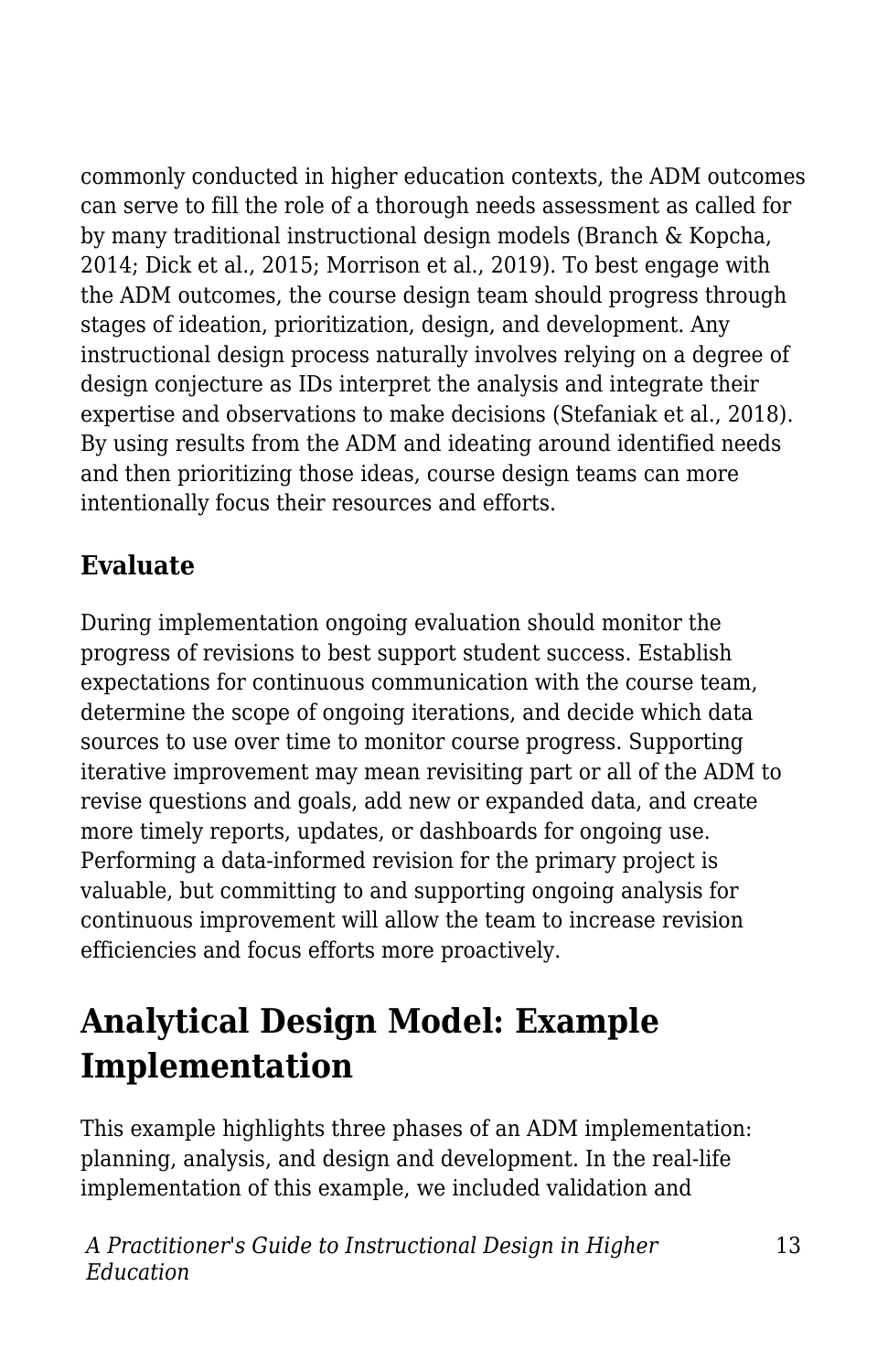commonly conducted in higher education contexts, the ADM outcomes can serve to fill the role of a thorough needs assessment as called for by many traditional instructional design models (Branch & Kopcha, 2014; Dick et al., 2015; Morrison et al., 2019). To best engage with the ADM outcomes, the course design team should progress through stages of ideation, prioritization, design, and development. Any instructional design process naturally involves relying on a degree of design conjecture as IDs interpret the analysis and integrate their expertise and observations to make decisions (Stefaniak et al., 2018). By using results from the ADM and ideating around identified needs and then prioritizing those ideas, course design teams can more intentionally focus their resources and efforts.

### Evaluate

During implementation ongoing evaluation should monitor the progress of revisions to best support student success. Establish expectations for continuous communication with the course team, determine the scope of ongoing iterations, and decide which data sources to use over time to monitor course progress. Supporting iterative improvement may mean revisiting part or all of the ADM to revise questions and goals, add new or expanded data, and create more timely reports, updates, or dashboards for ongoing use. Performing a data-informed revision for the primary project is valuable, but committing to and supporting ongoing analysis for continuous improvement will allow the team to increase revision efficiencies and focus efforts more proactively.

## Analytical Design Model: Example Implementation

This example highlights three phases of an ADM implementation: planning, analysis, and design and development. In the real-life implementation of this example, we included validation and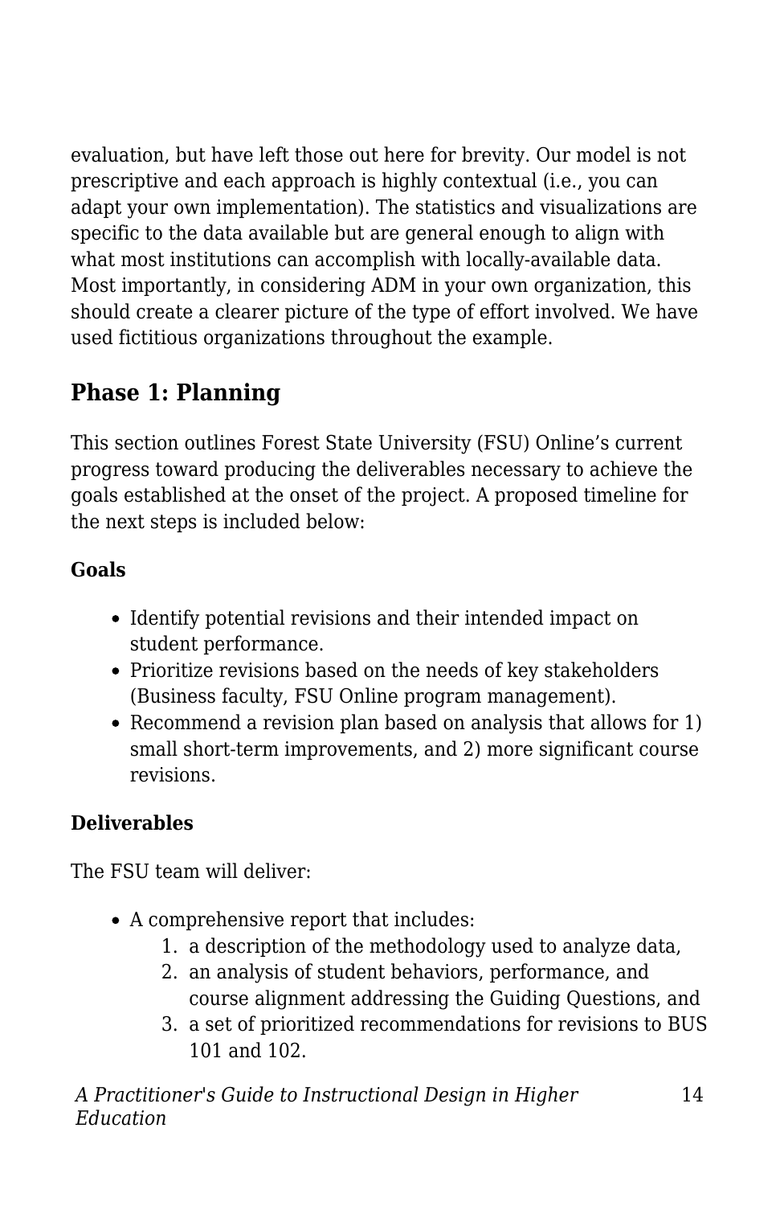evaluation, but have left those out here for brevity. Our model is not prescriptive and each approach is highly contextual (i.e., you can adapt your own implementation). The statistics and visualizations are specific to the data available but are general enough to align with what most institutions can accomplish with locally-available data. Most importantly, in considering ADM in your own organization, this should create a clearer picture of the type of effort involved. We have used fictitious organizations throughout the example.

## Phase 1: Planning

This section outlines Forest State University (FSU) Online's current progress toward producing the deliverables necessary to achieve the goals established at the onset of the project. A proposed timeline for the next steps is included below:

**Goals**

- Identify potential revisions and their intended impact on student performance.
- Prioritize revisions based on the needs of key stakeholders (Business faculty, FSU Online program management).
- Recommend a revision plan based on analysis that allows for 1) small short-term improvements, and 2) more significant course revisions.

**Deliverables**

The FSU team will deliver:

- A comprehensive report that includes:
    1. a description of the methodology used to analyze data,
    2. an analysis of student behaviors, performance, and course alignment addressing the Guiding Questions, and
    3. a set of prioritized recommendations for revisions to BUS 101 and 102.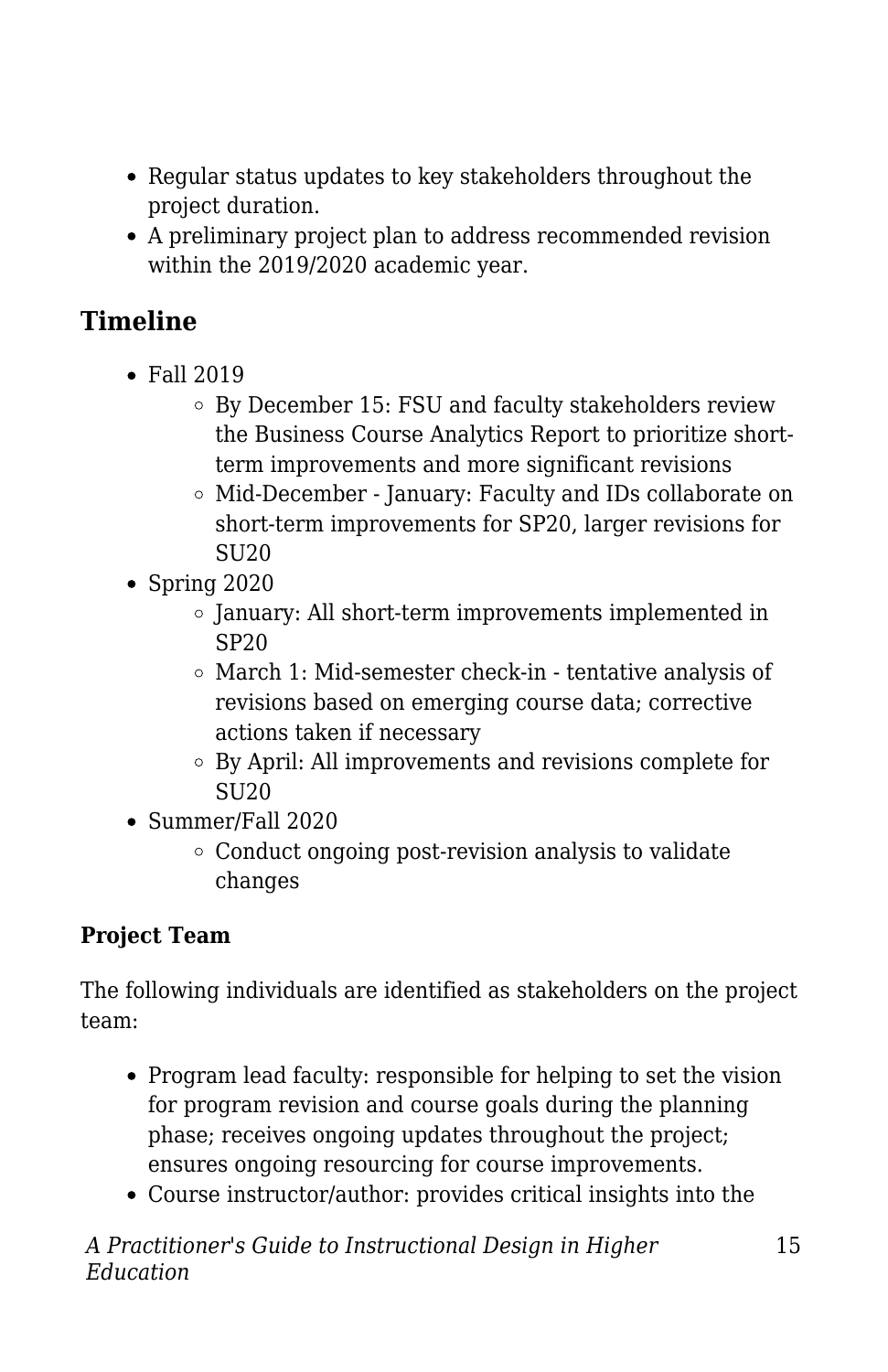- Regular status updates to key stakeholders throughout the project duration.
- A preliminary project plan to address recommended revision within the 2019/2020 academic year.

## Timeline

- Fall 2019
  - By December 15: FSU and faculty stakeholders review the Business Course Analytics Report to prioritize short-term improvements and more significant revisions
  - Mid-December - January: Faculty and IDs collaborate on short-term improvements for SP20, larger revisions for SU20
- Spring 2020
  - January: All short-term improvements implemented in SP20
  - March 1: Mid-semester check-in - tentative analysis of revisions based on emerging course data; corrective actions taken if necessary
  - By April: All improvements and revisions complete for SU20
- Summer/Fall 2020
  - Conduct ongoing post-revision analysis to validate changes

**Project Team**

The following individuals are identified as stakeholders on the project team:

- Program lead faculty: responsible for helping to set the vision for program revision and course goals during the planning phase; receives ongoing updates throughout the project; ensures ongoing resourcing for course improvements.
- Course instructor/author: provides critical insights into the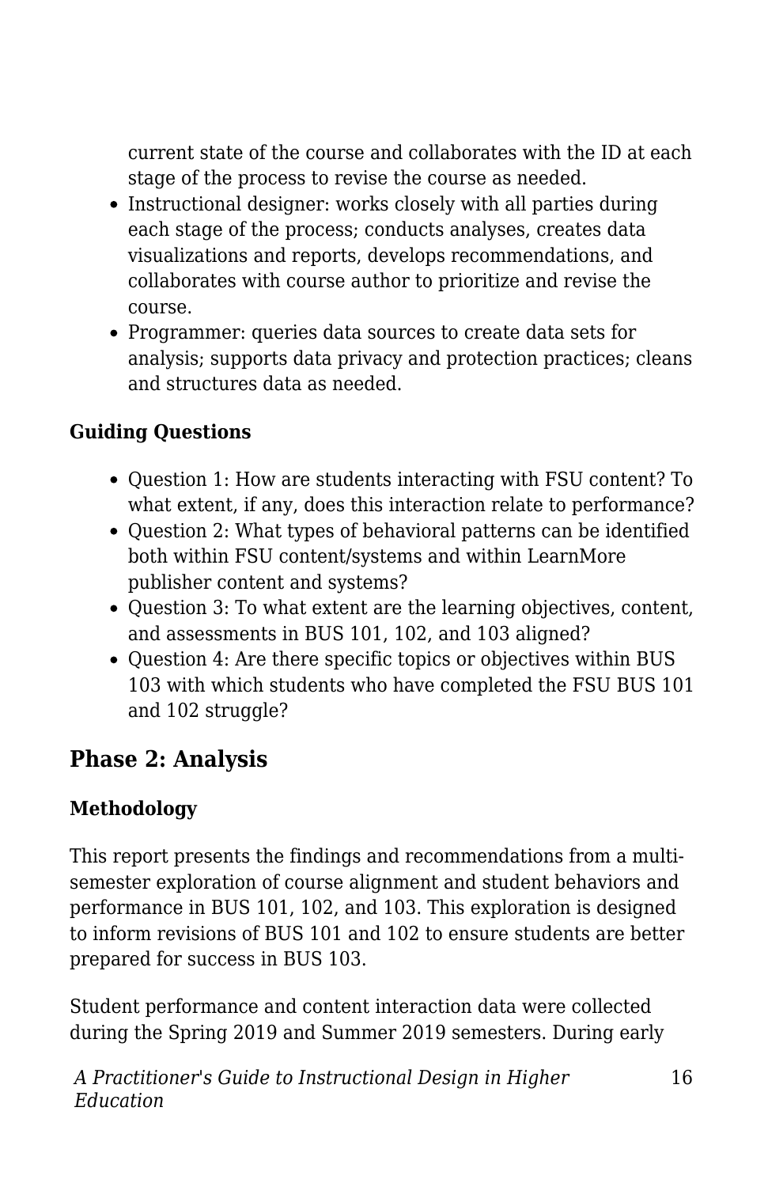current state of the course and collaborates with the ID at each stage of the process to revise the course as needed.

- Instructional designer: works closely with all parties during each stage of the process; conducts analyses, creates data visualizations and reports, develops recommendations, and collaborates with course author to prioritize and revise the course.
- Programmer: queries data sources to create data sets for analysis; supports data privacy and protection practices; cleans and structures data as needed.

**Guiding Questions**

- Question 1: How are students interacting with FSU content? To what extent, if any, does this interaction relate to performance?
- Question 2: What types of behavioral patterns can be identified both within FSU content/systems and within LearnMore publisher content and systems?
- Question 3: To what extent are the learning objectives, content, and assessments in BUS 101, 102, and 103 aligned?
- Question 4: Are there specific topics or objectives within BUS 103 with which students who have completed the FSU BUS 101 and 102 struggle?

## Phase 2: Analysis

**Methodology**

This report presents the findings and recommendations from a multi-semester exploration of course alignment and student behaviors and performance in BUS 101, 102, and 103. This exploration is designed to inform revisions of BUS 101 and 102 to ensure students are better prepared for success in BUS 103.

Student performance and content interaction data were collected during the Spring 2019 and Summer 2019 semesters. During early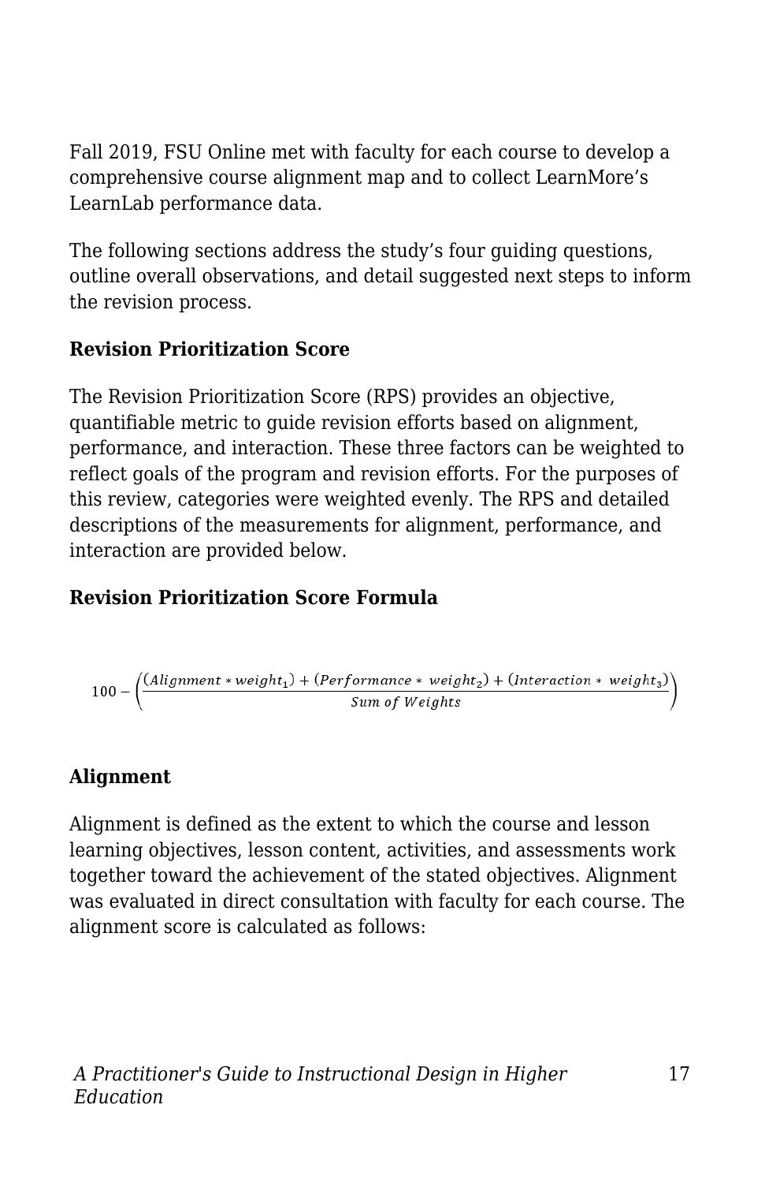Fall 2019, FSU Online met with faculty for each course to develop a comprehensive course alignment map and to collect LearnMore's LearnLab performance data.

The following sections address the study's four guiding questions, outline overall observations, and detail suggested next steps to inform the revision process.

**Revision Prioritization Score**

The Revision Prioritization Score (RPS) provides an objective, quantifiable metric to guide revision efforts based on alignment, performance, and interaction. These three factors can be weighted to reflect goals of the program and revision efforts. For the purposes of this review, categories were weighted evenly. The RPS and detailed descriptions of the measurements for alignment, performance, and interaction are provided below.

**Revision Prioritization Score Formula**

$$100 - \left( \frac{(Alignment * weight_1) + (Performance * \; weight_2) + (Interaction * \; weight_3)}{Sum \; of \; Weights} \right)$$

**Alignment**

Alignment is defined as the extent to which the course and lesson learning objectives, lesson content, activities, and assessments work together toward the achievement of the stated objectives. Alignment was evaluated in direct consultation with faculty for each course. The alignment score is calculated as follows: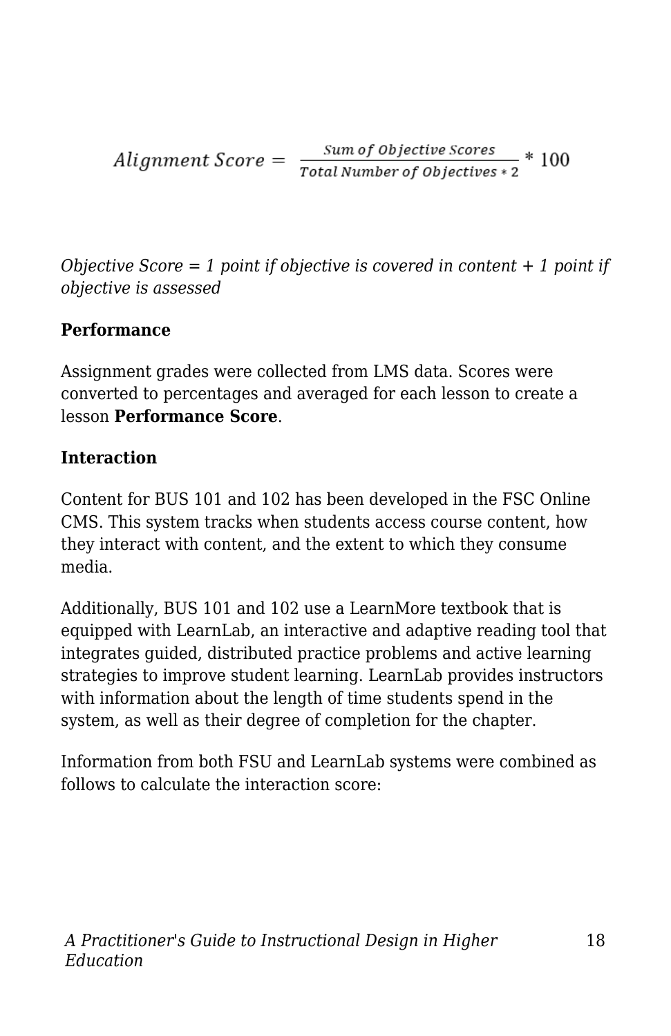$$Alignment\ Score = \frac{Sum\ of\ Objective\ Scores}{Total\ Number\ of\ Objectives * 2} * 100$$

*Objective Score = 1 point if objective is covered in content + 1 point if objective is assessed*

**Performance**

Assignment grades were collected from LMS data. Scores were converted to percentages and averaged for each lesson to create a lesson **Performance Score**.

**Interaction**

Content for BUS 101 and 102 has been developed in the FSC Online CMS. This system tracks when students access course content, how they interact with content, and the extent to which they consume media.

Additionally, BUS 101 and 102 use a LearnMore textbook that is equipped with LearnLab, an interactive and adaptive reading tool that integrates guided, distributed practice problems and active learning strategies to improve student learning. LearnLab provides instructors with information about the length of time students spend in the system, as well as their degree of completion for the chapter.

Information from both FSU and LearnLab systems were combined as follows to calculate the interaction score: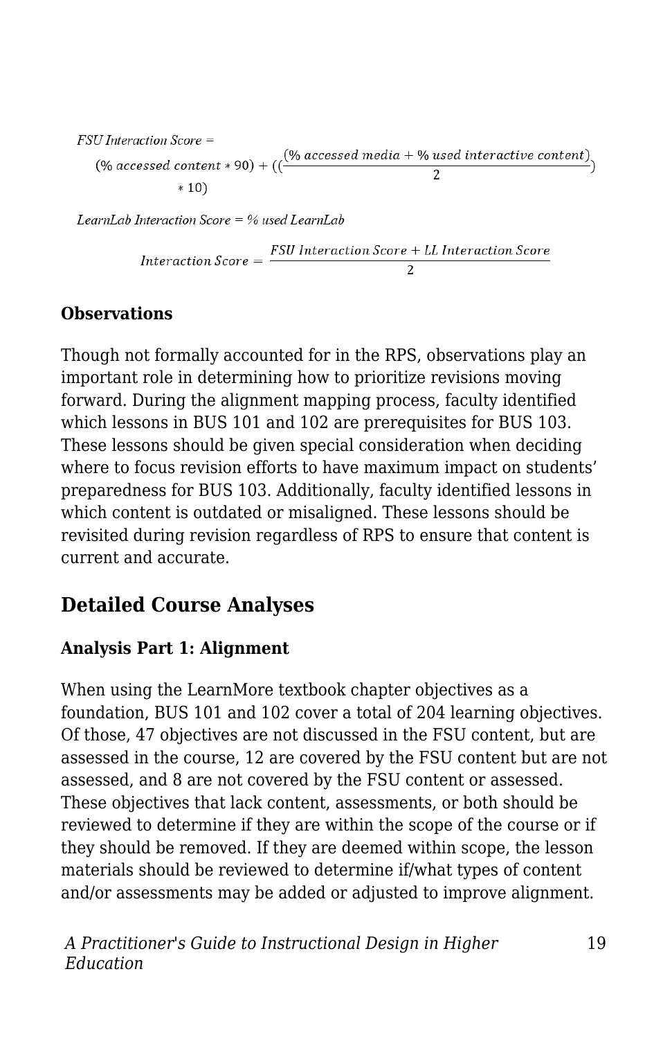$$FSU\ Interaction\ Score = (\%\ accessed\ content * 90) + ((\frac{(\%\ accessed\ media + \%\ used\ interactive\ content)}{2}) * 10)$$

$$LearnLab\ Interaction\ Score = \%\ used\ LearnLab$$

$$Interaction\ Score = \frac{FSU\ Interaction\ Score + LL\ Interaction\ Score}{2}$$

**Observations**

Though not formally accounted for in the RPS, observations play an important role in determining how to prioritize revisions moving forward. During the alignment mapping process, faculty identified which lessons in BUS 101 and 102 are prerequisites for BUS 103. These lessons should be given special consideration when deciding where to focus revision efforts to have maximum impact on students' preparedness for BUS 103. Additionally, faculty identified lessons in which content is outdated or misaligned. These lessons should be revisited during revision regardless of RPS to ensure that content is current and accurate.

## Detailed Course Analyses

**Analysis Part 1: Alignment**

When using the LearnMore textbook chapter objectives as a foundation, BUS 101 and 102 cover a total of 204 learning objectives. Of those, 47 objectives are not discussed in the FSU content, but are assessed in the course, 12 are covered by the FSU content but are not assessed, and 8 are not covered by the FSU content or assessed. These objectives that lack content, assessments, or both should be reviewed to determine if they are within the scope of the course or if they should be removed. If they are deemed within scope, the lesson materials should be reviewed to determine if/what types of content and/or assessments may be added or adjusted to improve alignment.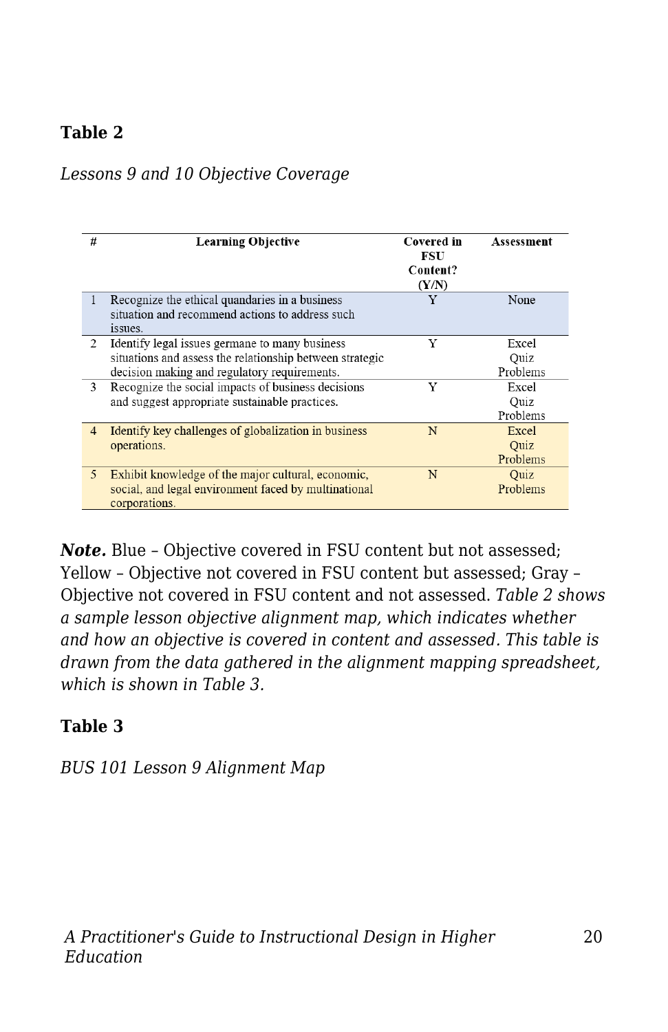**Table 2**

*Lessons 9 and 10 Objective Coverage*

| # | Learning Objective | Covered in FSU Content? (Y/N) | Assessment |
|---|---|---|---|
| 1 | Recognize the ethical quandaries in a business situation and recommend actions to address such issues. | Y | None |
| 2 | Identify legal issues germane to many business situations and assess the relationship between strategic decision making and regulatory requirements. | Y | Excel Quiz Problems |
| 3 | Recognize the social impacts of business decisions and suggest appropriate sustainable practices. | Y | Excel Quiz Problems |
| 4 | Identify key challenges of globalization in business operations. | N | Excel Quiz Problems |
| 5 | Exhibit knowledge of the major cultural, economic, social, and legal environment faced by multinational corporations. | N | Quiz Problems |

***Note.*** Blue – Objective covered in FSU content but not assessed; Yellow – Objective not covered in FSU content but assessed; Gray – Objective not covered in FSU content and not assessed. *Table 2 shows a sample lesson objective alignment map, which indicates whether and how an objective is covered in content and assessed. This table is drawn from the data gathered in the alignment mapping spreadsheet, which is shown in Table 3.*

**Table 3**

*BUS 101 Lesson 9 Alignment Map*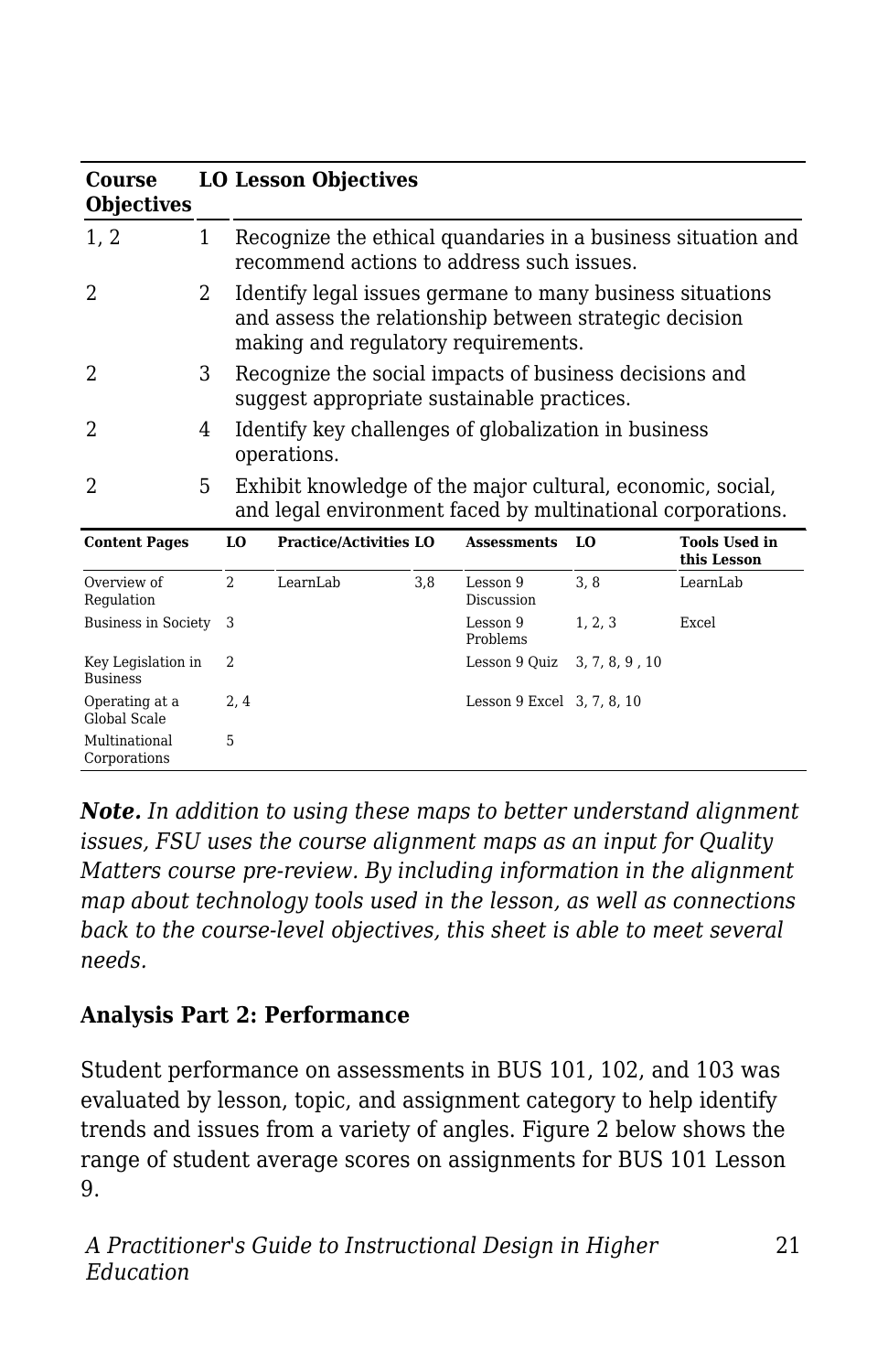| Course Objectives | LO | Lesson Objectives |
| --- | --- | --- |
| 1, 2 | 1 | Recognize the ethical quandaries in a business situation and recommend actions to address such issues. |
| 2 | 2 | Identify legal issues germane to many business situations and assess the relationship between strategic decision making and regulatory requirements. |
| 2 | 3 | Recognize the social impacts of business decisions and suggest appropriate sustainable practices. |
| 2 | 4 | Identify key challenges of globalization in business operations. |
| 2 | 5 | Exhibit knowledge of the major cultural, economic, social, and legal environment faced by multinational corporations. |

| Content Pages | LO | Practice/Activities | LO | Assessments | LO | Tools Used in this Lesson |
| --- | --- | --- | --- | --- | --- | --- |
| Overview of Regulation | 2 | LearnLab | 3,8 | Lesson 9 Discussion | 3, 8 | LearnLab |
| Business in Society | 3 | | | Lesson 9 Problems | 1, 2, 3 | Excel |
| Key Legislation in Business | 2 | | | Lesson 9 Quiz | 3, 7, 8, 9 , 10 | |
| Operating at a Global Scale | 2, 4 | | | Lesson 9 Excel | 3, 7, 8, 10 | |
| Multinational Corporations | 5 | | | | | |

***Note.*** *In addition to using these maps to better understand alignment issues, FSU uses the course alignment maps as an input for Quality Matters course pre-review. By including information in the alignment map about technology tools used in the lesson, as well as connections back to the course-level objectives, this sheet is able to meet several needs.*

### Analysis Part 2: Performance

Student performance on assessments in BUS 101, 102, and 103 was evaluated by lesson, topic, and assignment category to help identify trends and issues from a variety of angles. Figure 2 below shows the range of student average scores on assignments for BUS 101 Lesson 9.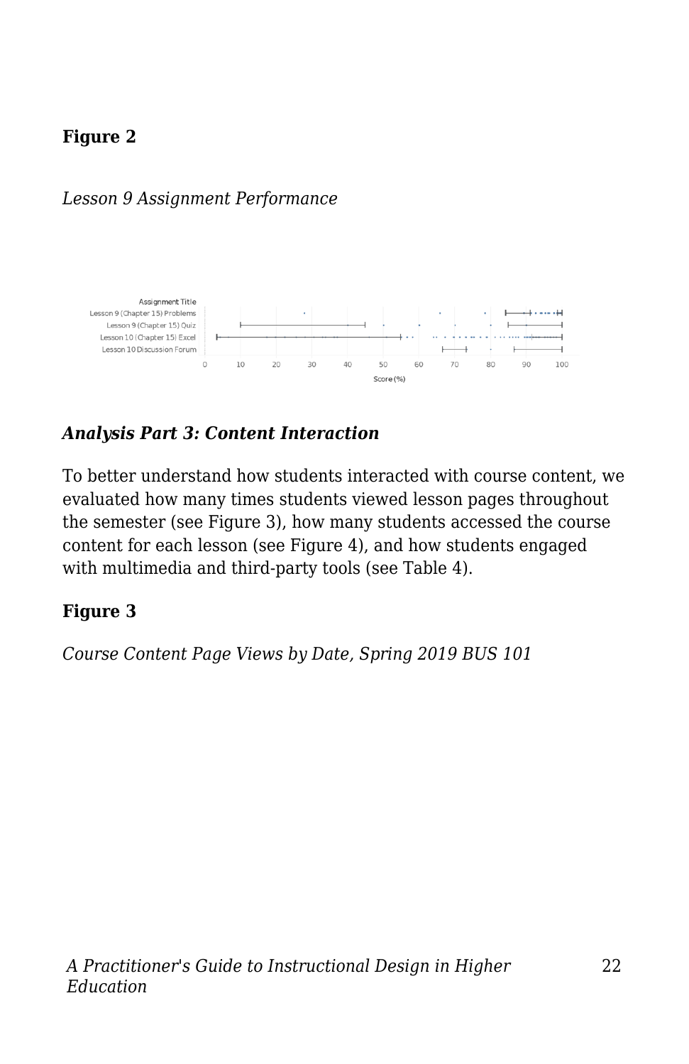**Figure 2**

*Lesson 9 Assignment Performance*

***Analysis Part 3: Content Interaction***

To better understand how students interacted with course content, we evaluated how many times students viewed lesson pages throughout the semester (see Figure 3), how many students accessed the course content for each lesson (see Figure 4), and how students engaged with multimedia and third-party tools (see Table 4).

**Figure 3**

*Course Content Page Views by Date, Spring 2019 BUS 101*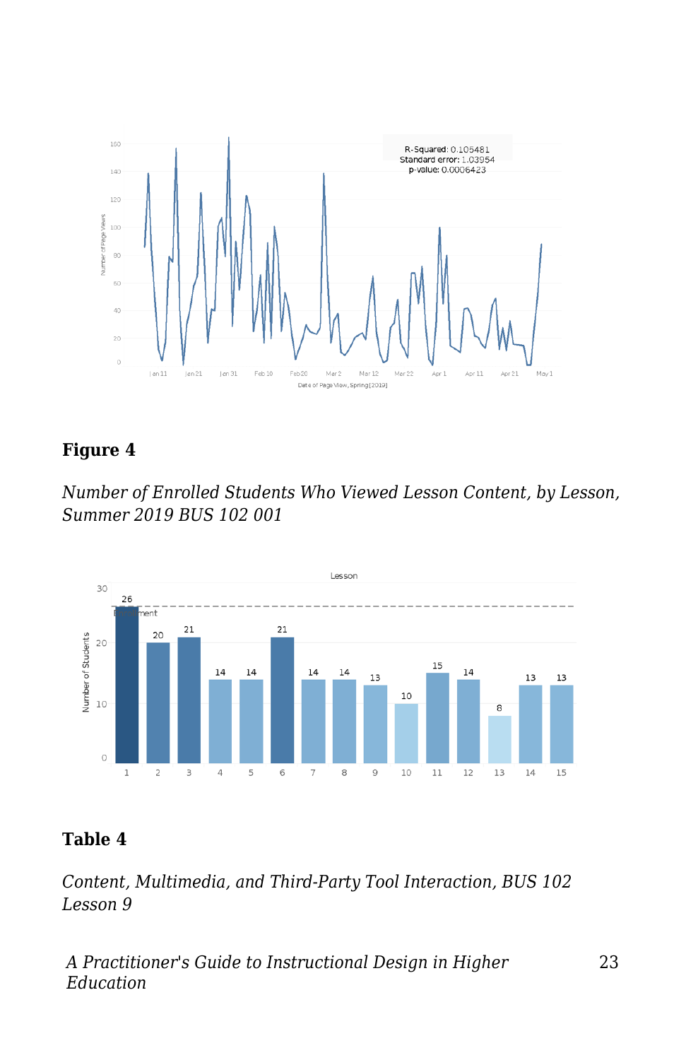## Figure 4

*Number of Enrolled Students Who Viewed Lesson Content, by Lesson, Summer 2019 BUS 102 001*

## Table 4

*Content, Multimedia, and Third-Party Tool Interaction, BUS 102 Lesson 9*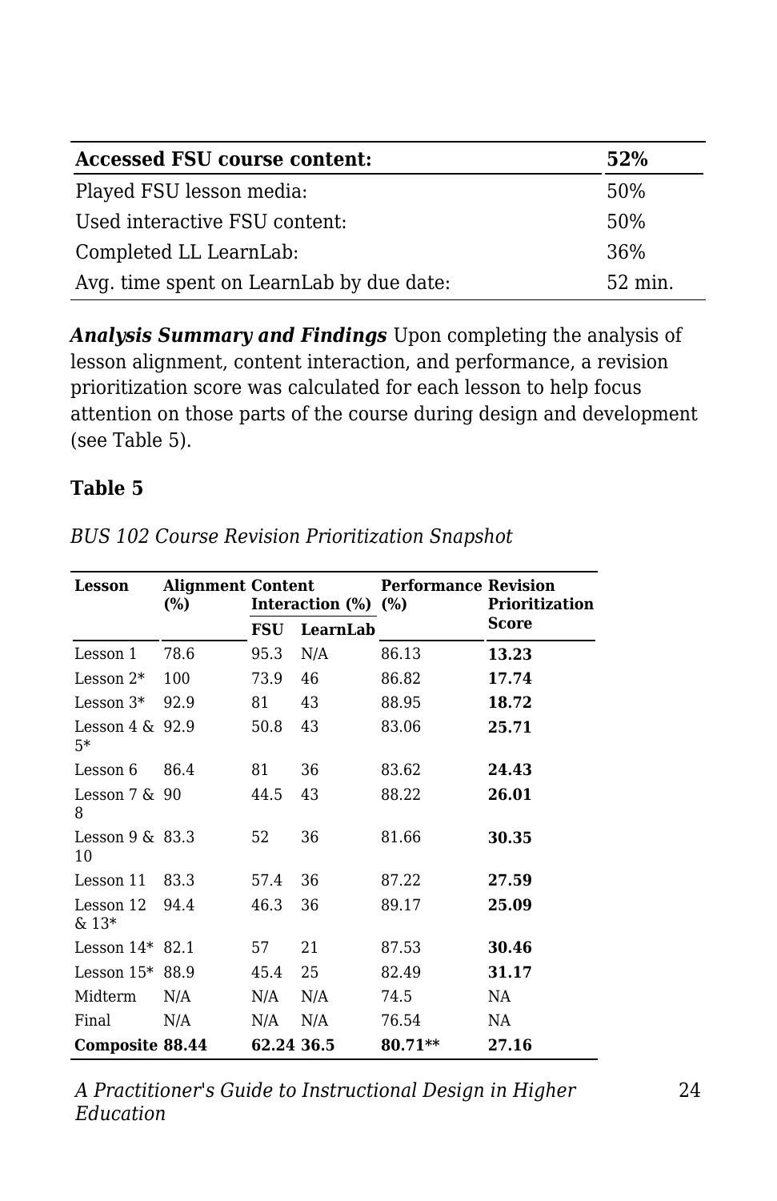| Accessed FSU course content: | 52% |
| --- | --- |
| Played FSU lesson media: | 50% |
| Used interactive FSU content: | 50% |
| Completed LL LearnLab: | 36% |
| Avg. time spent on LearnLab by due date: | 52 min. |

***Analysis Summary and Findings*** Upon completing the analysis of lesson alignment, content interaction, and performance, a revision prioritization score was calculated for each lesson to help focus attention on those parts of the course during design and development (see Table 5).

**Table 5**

*BUS 102 Course Revision Prioritization Snapshot*

| Lesson | Alignment (%) | Content Interaction (%) | | Performance (%) | Revision Prioritization Score |
| --- | --- | --- | --- | --- | --- |
| | | FSU | LearnLab | | |
| Lesson 1 | 78.6 | 95.3 | N/A | 86.13 | **13.23** |
| Lesson 2* | 100 | 73.9 | 46 | 86.82 | **17.74** |
| Lesson 3* | 92.9 | 81 | 43 | 88.95 | **18.72** |
| Lesson 4 & 5* | 92.9 | 50.8 | 43 | 83.06 | **25.71** |
| Lesson 6 | 86.4 | 81 | 36 | 83.62 | **24.43** |
| Lesson 7 & 8 | 90 | 44.5 | 43 | 88.22 | **26.01** |
| Lesson 9 & 10 | 83.3 | 52 | 36 | 81.66 | **30.35** |
| Lesson 11 | 83.3 | 57.4 | 36 | 87.22 | **27.59** |
| Lesson 12 & 13* | 94.4 | 46.3 | 36 | 89.17 | **25.09** |
| Lesson 14* | 82.1 | 57 | 21 | 87.53 | **30.46** |
| Lesson 15* | 88.9 | 45.4 | 25 | 82.49 | **31.17** |
| Midterm | N/A | N/A | N/A | 74.5 | NA |
| Final | N/A | N/A | N/A | 76.54 | NA |
| **Composite** | **88.44** | **62.24** | **36.5** | **80.71**** | **27.16** |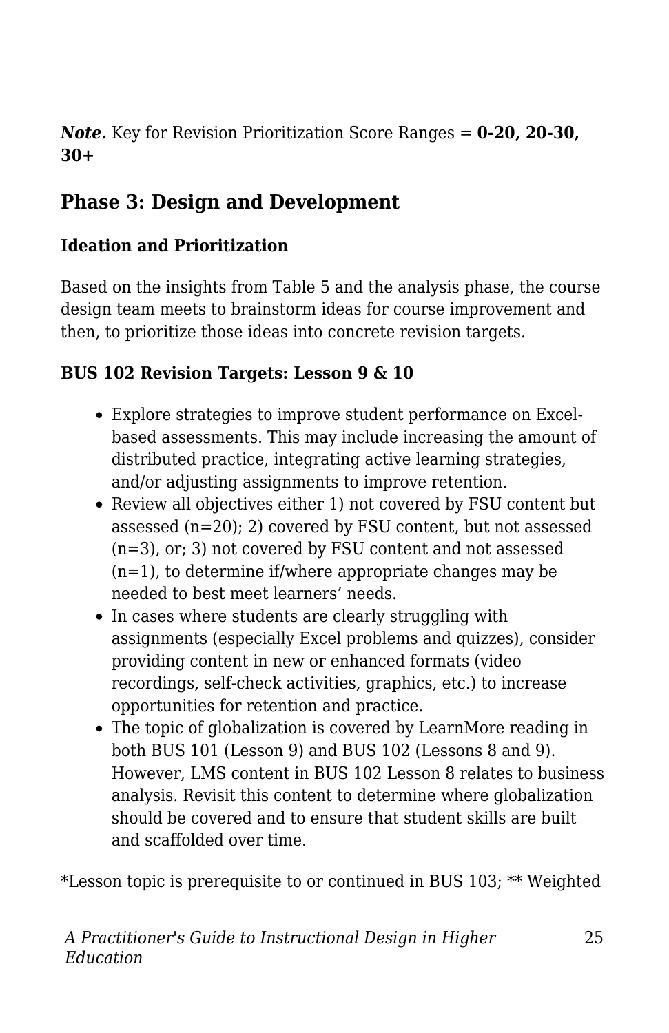***Note.*** Key for Revision Prioritization Score Ranges = **0-20, 20-30, 30+**

## Phase 3: Design and Development

### Ideation and Prioritization

Based on the insights from Table 5 and the analysis phase, the course design team meets to brainstorm ideas for course improvement and then, to prioritize those ideas into concrete revision targets.

### BUS 102 Revision Targets: Lesson 9 & 10

- Explore strategies to improve student performance on Excel-based assessments. This may include increasing the amount of distributed practice, integrating active learning strategies, and/or adjusting assignments to improve retention.
- Review all objectives either 1) not covered by FSU content but assessed (n=20); 2) covered by FSU content, but not assessed (n=3), or; 3) not covered by FSU content and not assessed (n=1), to determine if/where appropriate changes may be needed to best meet learners' needs.
- In cases where students are clearly struggling with assignments (especially Excel problems and quizzes), consider providing content in new or enhanced formats (video recordings, self-check activities, graphics, etc.) to increase opportunities for retention and practice.
- The topic of globalization is covered by LearnMore reading in both BUS 101 (Lesson 9) and BUS 102 (Lessons 8 and 9). However, LMS content in BUS 102 Lesson 8 relates to business analysis. Revisit this content to determine where globalization should be covered and to ensure that student skills are built and scaffolded over time.

*Lesson topic is prerequisite to or continued in BUS 103; ** Weighted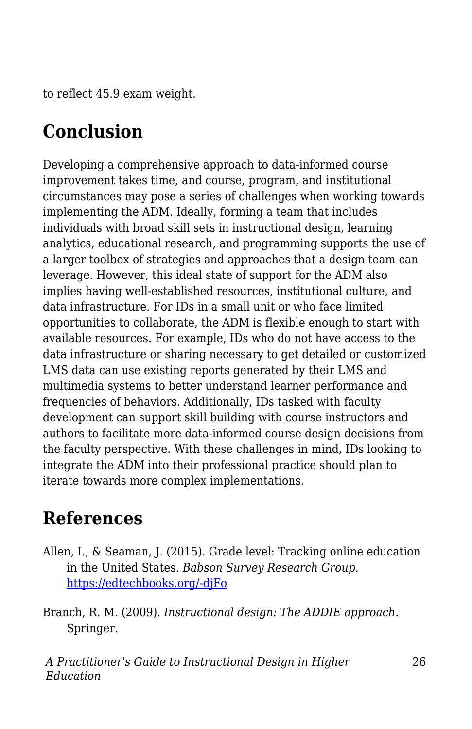to reflect 45.9 exam weight.

## Conclusion

Developing a comprehensive approach to data-informed course improvement takes time, and course, program, and institutional circumstances may pose a series of challenges when working towards implementing the ADM. Ideally, forming a team that includes individuals with broad skill sets in instructional design, learning analytics, educational research, and programming supports the use of a larger toolbox of strategies and approaches that a design team can leverage. However, this ideal state of support for the ADM also implies having well-established resources, institutional culture, and data infrastructure. For IDs in a small unit or who face limited opportunities to collaborate, the ADM is flexible enough to start with available resources. For example, IDs who do not have access to the data infrastructure or sharing necessary to get detailed or customized LMS data can use existing reports generated by their LMS and multimedia systems to better understand learner performance and frequencies of behaviors. Additionally, IDs tasked with faculty development can support skill building with course instructors and authors to facilitate more data-informed course design decisions from the faculty perspective. With these challenges in mind, IDs looking to integrate the ADM into their professional practice should plan to iterate towards more complex implementations.

## References

Allen, I., & Seaman, J. (2015). Grade level: Tracking online education in the United States. *Babson Survey Research Group.* [https://edtechbooks.org/-djFo](https://edtechbooks.org/-djFo)

Branch, R. M. (2009). *Instructional design: The ADDIE approach*. Springer.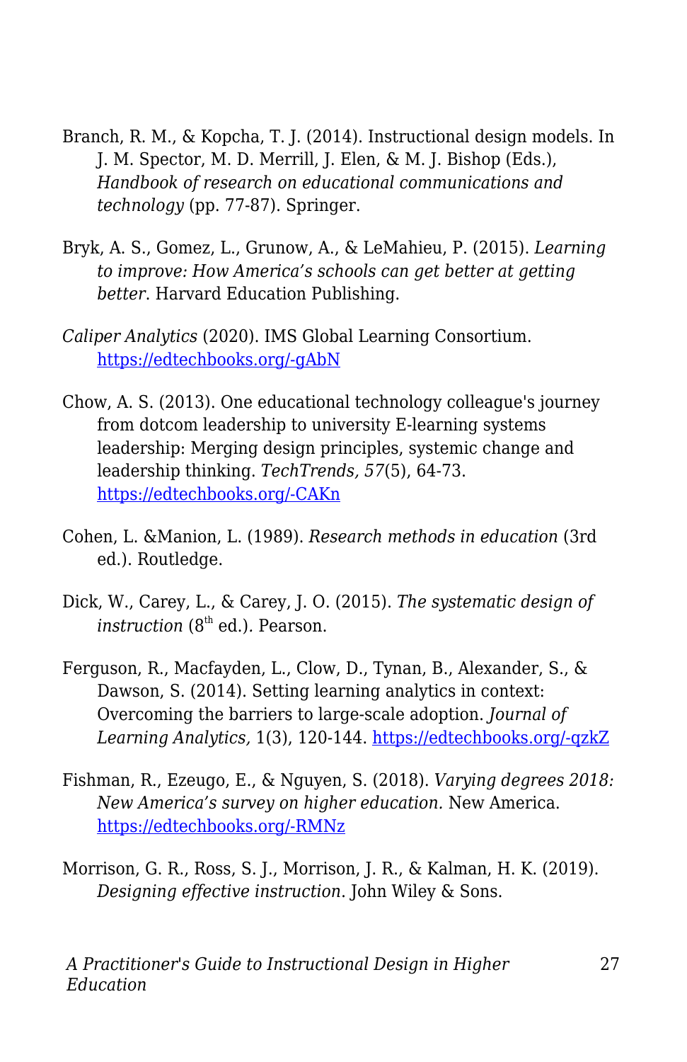Branch, R. M., & Kopcha, T. J. (2014). Instructional design models. In J. M. Spector, M. D. Merrill, J. Elen, & M. J. Bishop (Eds.), *Handbook of research on educational communications and technology* (pp. 77-87). Springer.

Bryk, A. S., Gomez, L., Grunow, A., & LeMahieu, P. (2015). *Learning to improve: How America's schools can get better at getting better*. Harvard Education Publishing.

*Caliper Analytics* (2020). IMS Global Learning Consortium. [https://edtechbooks.org/-gAbN](https://edtechbooks.org/-gAbN)

Chow, A. S. (2013). One educational technology colleague's journey from dotcom leadership to university E-learning systems leadership: Merging design principles, systemic change and leadership thinking. *TechTrends, 57*(5), 64-73. [https://edtechbooks.org/-CAKn](https://edtechbooks.org/-CAKn)

Cohen, L. &Manion, L. (1989). *Research methods in education* (3rd ed.). Routledge.

Dick, W., Carey, L., & Carey, J. O. (2015). *The systematic design of instruction* (8th ed.). Pearson.

Ferguson, R., Macfayden, L., Clow, D., Tynan, B., Alexander, S., & Dawson, S. (2014). Setting learning analytics in context: Overcoming the barriers to large-scale adoption. *Journal of Learning Analytics,* 1(3), 120-144. [https://edtechbooks.org/-qzkZ](https://edtechbooks.org/-qzkZ)

Fishman, R., Ezeugo, E., & Nguyen, S. (2018). *Varying degrees 2018: New America's survey on higher education.* New America. [https://edtechbooks.org/-RMNz](https://edtechbooks.org/-RMNz)

Morrison, G. R., Ross, S. J., Morrison, J. R., & Kalman, H. K. (2019). *Designing effective instruction*. John Wiley & Sons.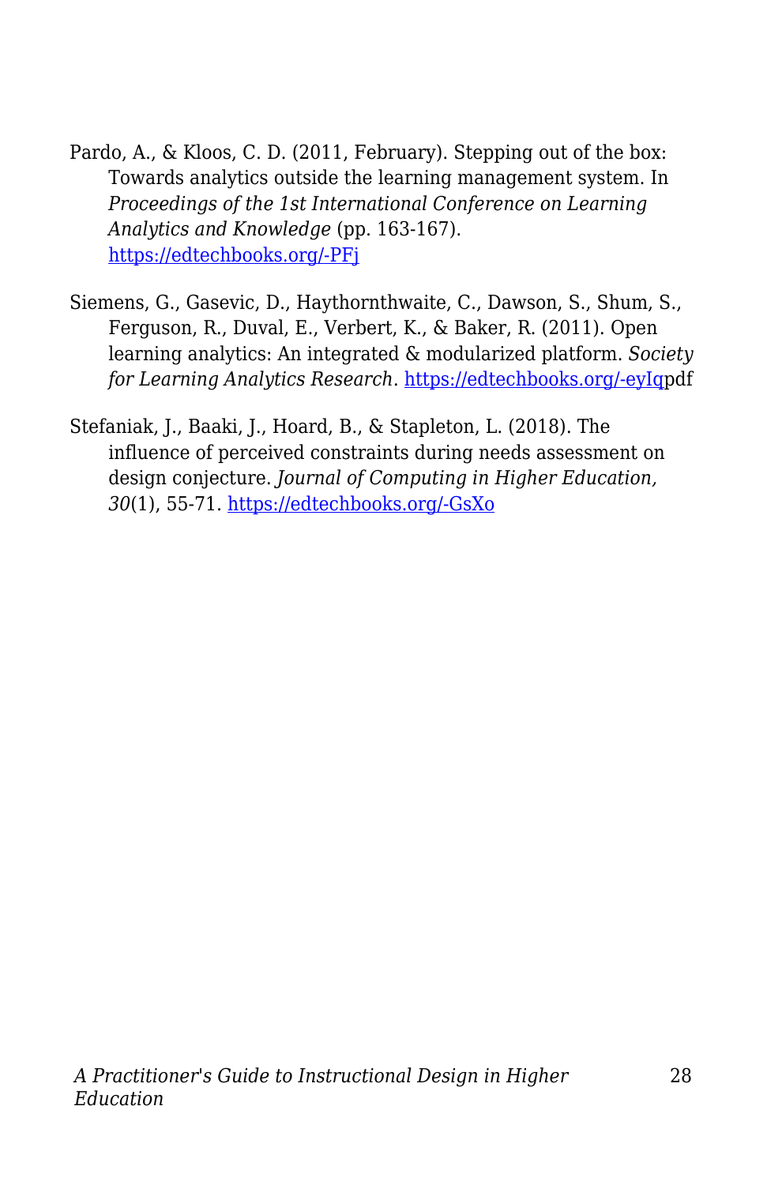Pardo, A., & Kloos, C. D. (2011, February). Stepping out of the box: Towards analytics outside the learning management system. In *Proceedings of the 1st International Conference on Learning Analytics and Knowledge* (pp. 163-167). [https://edtechbooks.org/-PFj](https://edtechbooks.org/-PFj)

Siemens, G., Gasevic, D., Haythornthwaite, C., Dawson, S., Shum, S., Ferguson, R., Duval, E., Verbert, K., & Baker, R. (2011). Open learning analytics: An integrated & modularized platform. *Society for Learning Analytics Research*. [https://edtechbooks.org/-eyIq](https://edtechbooks.org/-eyIq)pdf

Stefaniak, J., Baaki, J., Hoard, B., & Stapleton, L. (2018). The influence of perceived constraints during needs assessment on design conjecture. *Journal of Computing in Higher Education, 30*(1), 55-71. [https://edtechbooks.org/-GsXo](https://edtechbooks.org/-GsXo)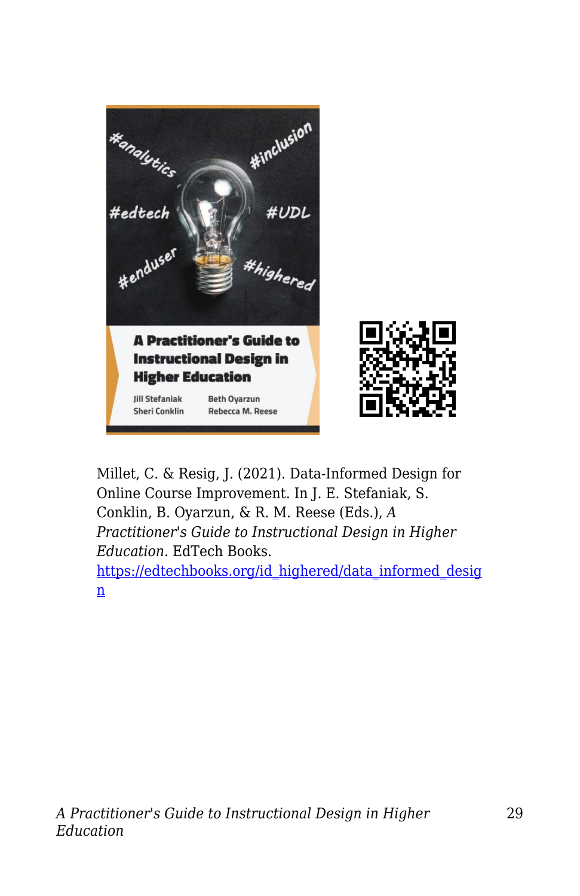Millet, C. & Resig, J. (2021). Data-Informed Design for Online Course Improvement. In J. E. Stefaniak, S. Conklin, B. Oyarzun, & R. M. Reese (Eds.), *A Practitioner's Guide to Instructional Design in Higher Education*. EdTech Books. [https://edtechbooks.org/id_highered/data_informed_design](https://edtechbooks.org/id_highered/data_informed_design)